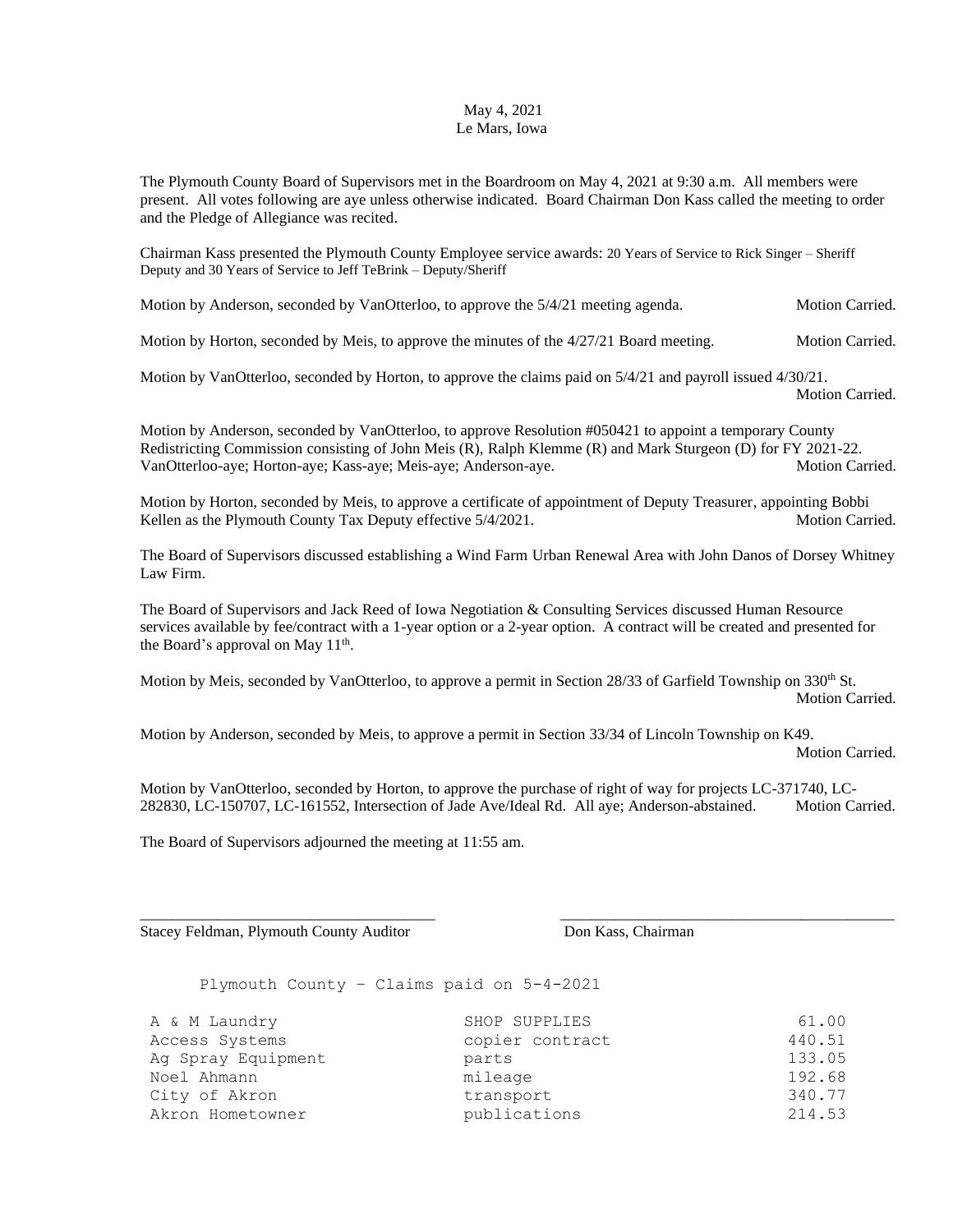May 4, 2021
Le Mars, Iowa

The Plymouth County Board of Supervisors met in the Boardroom on May 4, 2021 at 9:30 a.m. All members were present. All votes following are aye unless otherwise indicated. Board Chairman Don Kass called the meeting to order and the Pledge of Allegiance was recited.

Chairman Kass presented the Plymouth County Employee service awards: 20 Years of Service to Rick Singer – Sheriff Deputy and 30 Years of Service to Jeff TeBrink – Deputy/Sheriff

Motion by Anderson, seconded by VanOtterloo, to approve the 5/4/21 meeting agenda. Motion Carried.

Motion by Horton, seconded by Meis, to approve the minutes of the 4/27/21 Board meeting. Motion Carried.

Motion by VanOtterloo, seconded by Horton, to approve the claims paid on 5/4/21 and payroll issued 4/30/21. Motion Carried.

Motion by Anderson, seconded by VanOtterloo, to approve Resolution #050421 to appoint a temporary County Redistricting Commission consisting of John Meis (R), Ralph Klemme (R) and Mark Sturgeon (D) for FY 2021-22. VanOtterloo-aye; Horton-aye; Kass-aye; Meis-aye; Anderson-aye. Motion Carried.

Motion by Horton, seconded by Meis, to approve a certificate of appointment of Deputy Treasurer, appointing Bobbi Kellen as the Plymouth County Tax Deputy effective 5/4/2021. Motion Carried.

The Board of Supervisors discussed establishing a Wind Farm Urban Renewal Area with John Danos of Dorsey Whitney Law Firm.

The Board of Supervisors and Jack Reed of Iowa Negotiation & Consulting Services discussed Human Resource services available by fee/contract with a 1-year option or a 2-year option. A contract will be created and presented for the Board's approval on May 11th.

Motion by Meis, seconded by VanOtterloo, to approve a permit in Section 28/33 of Garfield Township on 330th St. Motion Carried.

Motion by Anderson, seconded by Meis, to approve a permit in Section 33/34 of Lincoln Township on K49. Motion Carried.

Motion by VanOtterloo, seconded by Horton, to approve the purchase of right of way for projects LC-371740, LC-282830, LC-150707, LC-161552, Intersection of Jade Ave/Ideal Rd. All aye; Anderson-abstained. Motion Carried.

The Board of Supervisors adjourned the meeting at 11:55 am.

______________________________________ ______________________________________

Stacey Feldman, Plymouth County Auditor Don Kass, Chairman

Plymouth County – Claims paid on 5-4-2021

| | | |
|---|---|---|
| A & M Laundry | SHOP SUPPLIES | 61.00 |
| Access Systems | copier contract | 440.51 |
| Ag Spray Equipment | parts | 133.05 |
| Noel Ahmann | mileage | 192.68 |
| City of Akron | transport | 340.77 |
| Akron Hometowner | publications | 214.53 |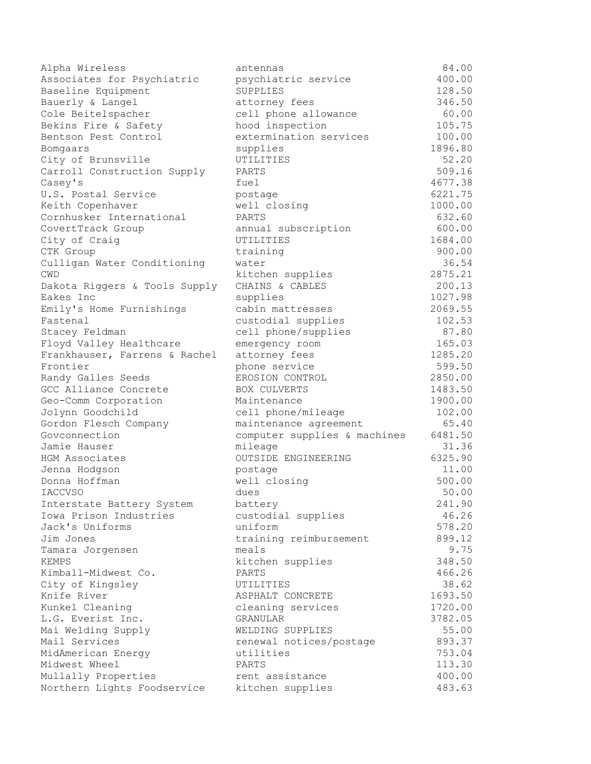| | | |
|---|---|---|
| Alpha Wireless | antennas | 84.00 |
| Associates for Psychiatric | psychiatric service | 400.00 |
| Baseline Equipment | SUPPLIES | 128.50 |
| Bauerly & Langel | attorney fees | 346.50 |
| Cole Beitelspacher | cell phone allowance | 60.00 |
| Bekins Fire & Safety | hood inspection | 105.75 |
| Bentson Pest Control | extermination services | 100.00 |
| Bomgaars | supplies | 1896.80 |
| City of Brunsville | UTILITIES | 52.20 |
| Carroll Construction Supply | PARTS | 509.16 |
| Casey's | fuel | 4677.38 |
| U.S. Postal Service | postage | 6221.75 |
| Keith Copenhaver | well closing | 1000.00 |
| Cornhusker International | PARTS | 632.60 |
| CovertTrack Group | annual subscription | 600.00 |
| City of Craig | UTILITIES | 1684.00 |
| CTK Group | training | 900.00 |
| Culligan Water Conditioning | water | 36.54 |
| CWD | kitchen supplies | 2875.21 |
| Dakota Riggers & Tools Supply | CHAINS & CABLES | 200.13 |
| Eakes Inc | supplies | 1027.98 |
| Emily's Home Furnishings | cabin mattresses | 2069.55 |
| Fastenal | custodial supplies | 102.53 |
| Stacey Feldman | cell phone/supplies | 87.80 |
| Floyd Valley Healthcare | emergency room | 165.03 |
| Frankhauser, Farrens & Rachel | attorney fees | 1285.20 |
| Frontier | phone service | 599.50 |
| Randy Galles Seeds | EROSION CONTROL | 2850.00 |
| GCC Alliance Concrete | BOX CULVERTS | 1483.50 |
| Geo-Comm Corporation | Maintenance | 1900.00 |
| Jolynn Goodchild | cell phone/mileage | 102.00 |
| Gordon Flesch Company | maintenance agreement | 65.40 |
| Govconnection | computer supplies & machines | 6481.50 |
| Jamie Hauser | mileage | 31.36 |
| HGM Associates | OUTSIDE ENGINEERING | 6325.90 |
| Jenna Hodgson | postage | 11.00 |
| Donna Hoffman | well closing | 500.00 |
| IACCVSO | dues | 50.00 |
| Interstate Battery System | battery | 241.90 |
| Iowa Prison Industries | custodial supplies | 46.26 |
| Jack's Uniforms | uniform | 578.20 |
| Jim Jones | training reimbursement | 899.12 |
| Tamara Jorgensen | meals | 9.75 |
| KEMPS | kitchen supplies | 348.50 |
| Kimball-Midwest Co. | PARTS | 466.26 |
| City of Kingsley | UTILITIES | 38.62 |
| Knife River | ASPHALT CONCRETE | 1693.50 |
| Kunkel Cleaning | cleaning services | 1720.00 |
| L.G. Everist Inc. | GRANULAR | 3782.05 |
| Mai Welding Supply | WELDING SUPPLIES | 55.00 |
| Mail Services | renewal notices/postage | 893.37 |
| MidAmerican Energy | utilities | 753.04 |
| Midwest Wheel | PARTS | 113.30 |
| Mullally Properties | rent assistance | 400.00 |
| Northern Lights Foodservice | kitchen supplies | 483.63 |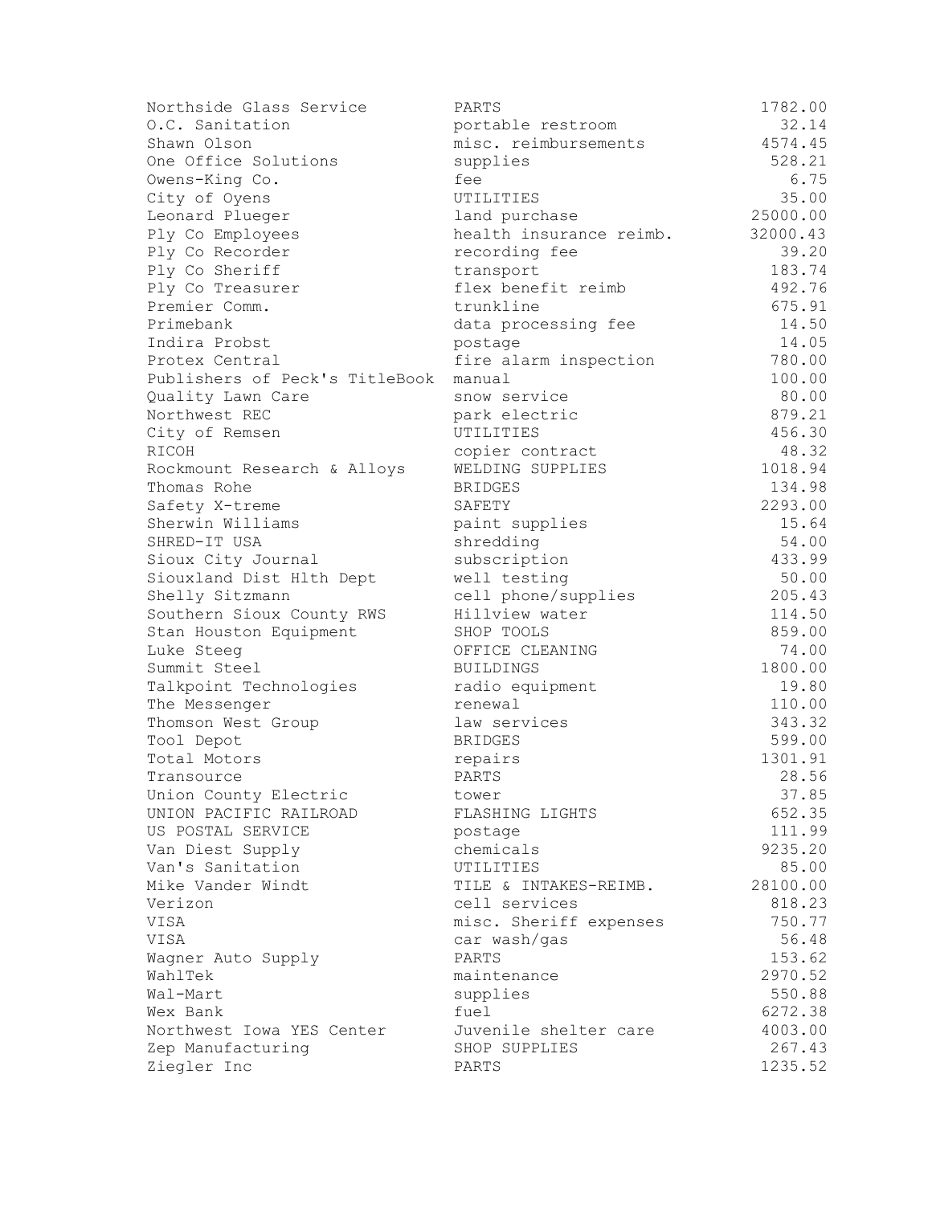| | | |
|---|---|---|
| Northside Glass Service | PARTS | 1782.00 |
| O.C. Sanitation | portable restroom | 32.14 |
| Shawn Olson | misc. reimbursements | 4574.45 |
| One Office Solutions | supplies | 528.21 |
| Owens-King Co. | fee | 6.75 |
| City of Oyens | UTILITIES | 35.00 |
| Leonard Plueger | land purchase | 25000.00 |
| Ply Co Employees | health insurance reimb. | 32000.43 |
| Ply Co Recorder | recording fee | 39.20 |
| Ply Co Sheriff | transport | 183.74 |
| Ply Co Treasurer | flex benefit reimb | 492.76 |
| Premier Comm. | trunkline | 675.91 |
| Primebank | data processing fee | 14.50 |
| Indira Probst | postage | 14.05 |
| Protex Central | fire alarm inspection | 780.00 |
| Publishers of Peck's TitleBook | manual | 100.00 |
| Quality Lawn Care | snow service | 80.00 |
| Northwest REC | park electric | 879.21 |
| City of Remsen | UTILITIES | 456.30 |
| RICOH | copier contract | 48.32 |
| Rockmount Research & Alloys | WELDING SUPPLIES | 1018.94 |
| Thomas Rohe | BRIDGES | 134.98 |
| Safety X-treme | SAFETY | 2293.00 |
| Sherwin Williams | paint supplies | 15.64 |
| SHRED-IT USA | shredding | 54.00 |
| Sioux City Journal | subscription | 433.99 |
| Siouxland Dist Hlth Dept | well testing | 50.00 |
| Shelly Sitzmann | cell phone/supplies | 205.43 |
| Southern Sioux County RWS | Hillview water | 114.50 |
| Stan Houston Equipment | SHOP TOOLS | 859.00 |
| Luke Steeg | OFFICE CLEANING | 74.00 |
| Summit Steel | BUILDINGS | 1800.00 |
| Talkpoint Technologies | radio equipment | 19.80 |
| The Messenger | renewal | 110.00 |
| Thomson West Group | law services | 343.32 |
| Tool Depot | BRIDGES | 599.00 |
| Total Motors | repairs | 1301.91 |
| Transource | PARTS | 28.56 |
| Union County Electric | tower | 37.85 |
| UNION PACIFIC RAILROAD | FLASHING LIGHTS | 652.35 |
| US POSTAL SERVICE | postage | 111.99 |
| Van Diest Supply | chemicals | 9235.20 |
| Van's Sanitation | UTILITIES | 85.00 |
| Mike Vander Windt | TILE & INTAKES-REIMB. | 28100.00 |
| Verizon | cell services | 818.23 |
| VISA | misc. Sheriff expenses | 750.77 |
| VISA | car wash/gas | 56.48 |
| Wagner Auto Supply | PARTS | 153.62 |
| WahlTek | maintenance | 2970.52 |
| Wal-Mart | supplies | 550.88 |
| Wex Bank | fuel | 6272.38 |
| Northwest Iowa YES Center | Juvenile shelter care | 4003.00 |
| Zep Manufacturing | SHOP SUPPLIES | 267.43 |
| Ziegler Inc | PARTS | 1235.52 |